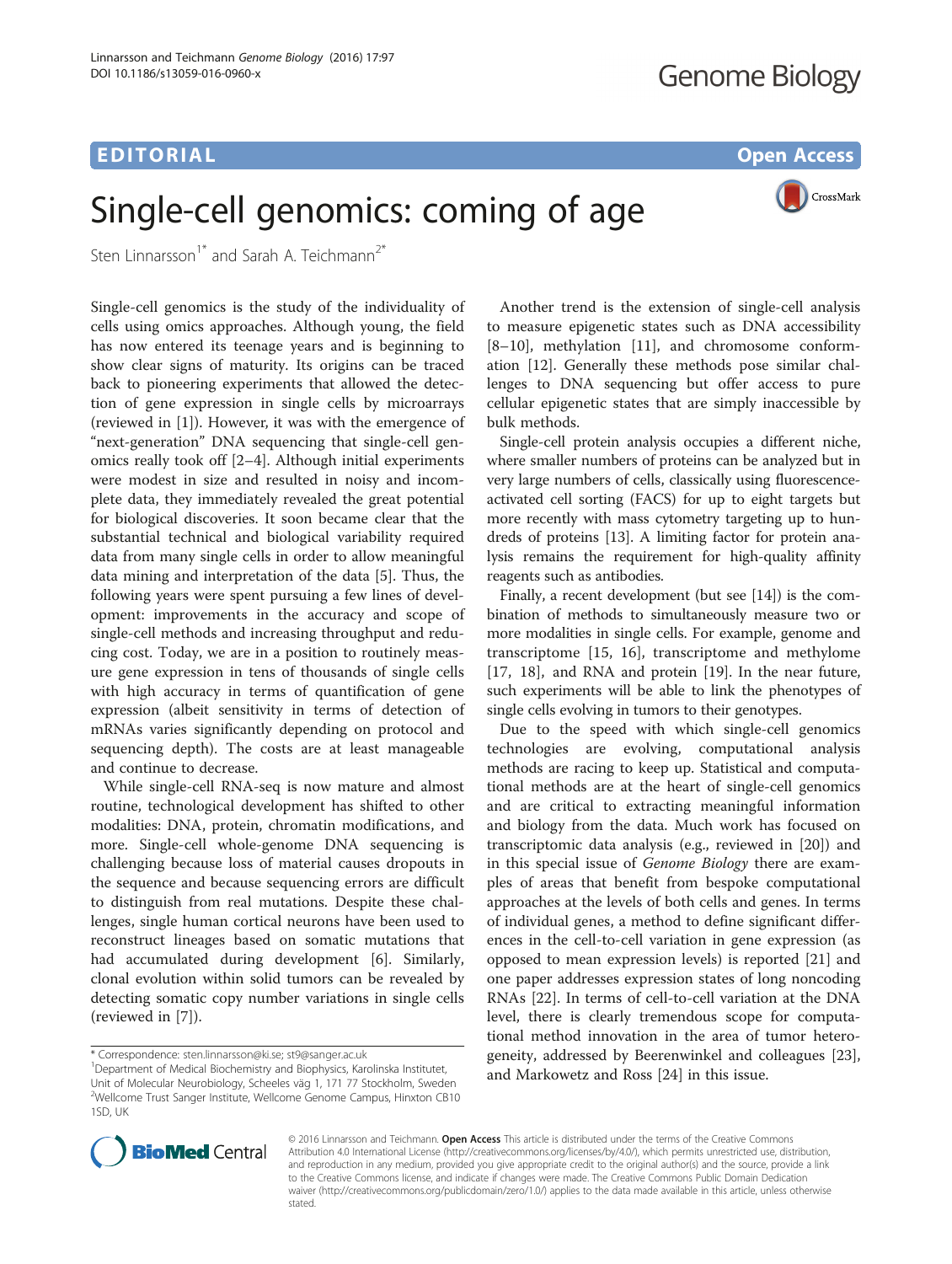EDITORIAL

Open Access

# Single-cell genomics: coming of age

Sten Linnarsson[1*] and Sarah A. Teichmann[2*]

Single-cell genomics is the study of the individuality of cells using omics approaches. Although young, the field has now entered its teenage years and is beginning to show clear signs of maturity. Its origins can be traced back to pioneering experiments that allowed the detection of gene expression in single cells by microarrays (reviewed in [1]). However, it was with the emergence of "next-generation" DNA sequencing that single-cell genomics really took off [2–4]. Although initial experiments were modest in size and resulted in noisy and incomplete data, they immediately revealed the great potential for biological discoveries. It soon became clear that the substantial technical and biological variability required data from many single cells in order to allow meaningful data mining and interpretation of the data [5]. Thus, the following years were spent pursuing a few lines of development: improvements in the accuracy and scope of single-cell methods and increasing throughput and reducing cost. Today, we are in a position to routinely measure gene expression in tens of thousands of single cells with high accuracy in terms of quantification of gene expression (albeit sensitivity in terms of detection of mRNAs varies significantly depending on protocol and sequencing depth). The costs are at least manageable and continue to decrease.

While single-cell RNA-seq is now mature and almost routine, technological development has shifted to other modalities: DNA, protein, chromatin modifications, and more. Single-cell whole-genome DNA sequencing is challenging because loss of material causes dropouts in the sequence and because sequencing errors are difficult to distinguish from real mutations. Despite these challenges, single human cortical neurons have been used to reconstruct lineages based on somatic mutations that had accumulated during development [6]. Similarly, clonal evolution within solid tumors can be revealed by detecting somatic copy number variations in single cells (reviewed in [7]).

Another trend is the extension of single-cell analysis to measure epigenetic states such as DNA accessibility [8–10], methylation [11], and chromosome conformation [12]. Generally these methods pose similar challenges to DNA sequencing but offer access to pure cellular epigenetic states that are simply inaccessible by bulk methods.

Single-cell protein analysis occupies a different niche, where smaller numbers of proteins can be analyzed but in very large numbers of cells, classically using fluorescence-activated cell sorting (FACS) for up to eight targets but more recently with mass cytometry targeting up to hundreds of proteins [13]. A limiting factor for protein analysis remains the requirement for high-quality affinity reagents such as antibodies.

Finally, a recent development (but see [14]) is the combination of methods to simultaneously measure two or more modalities in single cells. For example, genome and transcriptome [15, 16], transcriptome and methylome [17, 18], and RNA and protein [19]. In the near future, such experiments will be able to link the phenotypes of single cells evolving in tumors to their genotypes.

Due to the speed with which single-cell genomics technologies are evolving, computational analysis methods are racing to keep up. Statistical and computational methods are at the heart of single-cell genomics and are critical to extracting meaningful information and biology from the data. Much work has focused on transcriptomic data analysis (e.g., reviewed in [20]) and in this special issue of *Genome Biology* there are examples of areas that benefit from bespoke computational approaches at the levels of both cells and genes. In terms of individual genes, a method to define significant differences in the cell-to-cell variation in gene expression (as opposed to mean expression levels) is reported [21] and one paper addresses expression states of long noncoding RNAs [22]. In terms of cell-to-cell variation at the DNA level, there is clearly tremendous scope for computational method innovation in the area of tumor heterogeneity, addressed by Beerenwinkel and colleagues [23], and Markowetz and Ross [24] in this issue.

\* Correspondence: sten.linnarsson@ki.se; st9@sanger.ac.uk

[1]Department of Medical Biochemistry and Biophysics, Karolinska Institutet, Unit of Molecular Neurobiology, Scheeles väg 1, 171 77 Stockholm, Sweden

[2]Wellcome Trust Sanger Institute, Wellcome Genome Campus, Hinxton CB10 1SD, UK

© 2016 Linnarsson and Teichmann. **Open Access** This article is distributed under the terms of the Creative Commons Attribution 4.0 International License (http://creativecommons.org/licenses/by/4.0/), which permits unrestricted use, distribution, and reproduction in any medium, provided you give appropriate credit to the original author(s) and the source, provide a link to the Creative Commons license, and indicate if changes were made. The Creative Commons Public Domain Dedication waiver (http://creativecommons.org/publicdomain/zero/1.0/) applies to the data made available in this article, unless otherwise stated.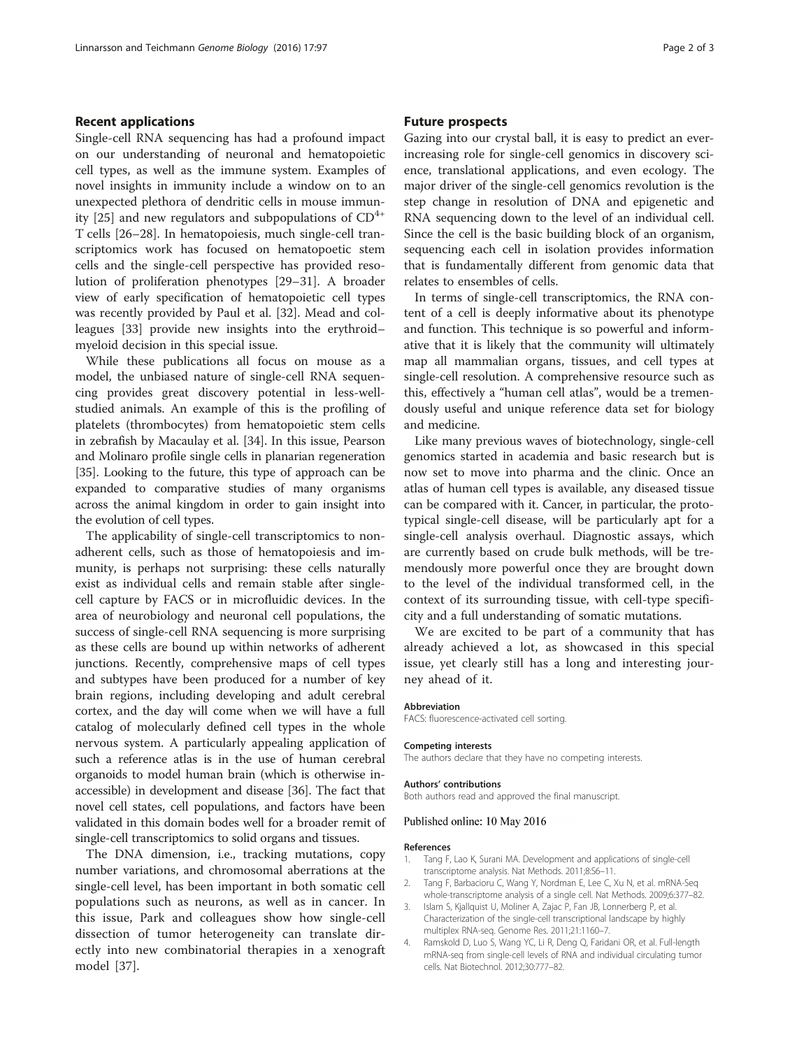## Recent applications

Single-cell RNA sequencing has had a profound impact on our understanding of neuronal and hematopoietic cell types, as well as the immune system. Examples of novel insights in immunity include a window on to an unexpected plethora of dendritic cells in mouse immunity [25] and new regulators and subpopulations of $CD^{4+}$ T cells [26–28]. In hematopoiesis, much single-cell transcriptomics work has focused on hematopoetic stem cells and the single-cell perspective has provided resolution of proliferation phenotypes [29–31]. A broader view of early specification of hematopoietic cell types was recently provided by Paul et al. [32]. Mead and colleagues [33] provide new insights into the erythroid–myeloid decision in this special issue.

While these publications all focus on mouse as a model, the unbiased nature of single-cell RNA sequencing provides great discovery potential in less-well-studied animals. An example of this is the profiling of platelets (thrombocytes) from hematopoietic stem cells in zebrafish by Macaulay et al. [34]. In this issue, Pearson and Molinaro profile single cells in planarian regeneration [35]. Looking to the future, this type of approach can be expanded to comparative studies of many organisms across the animal kingdom in order to gain insight into the evolution of cell types.

The applicability of single-cell transcriptomics to non-adherent cells, such as those of hematopoiesis and immunity, is perhaps not surprising: these cells naturally exist as individual cells and remain stable after single-cell capture by FACS or in microfluidic devices. In the area of neurobiology and neuronal cell populations, the success of single-cell RNA sequencing is more surprising as these cells are bound up within networks of adherent junctions. Recently, comprehensive maps of cell types and subtypes have been produced for a number of key brain regions, including developing and adult cerebral cortex, and the day will come when we will have a full catalog of molecularly defined cell types in the whole nervous system. A particularly appealing application of such a reference atlas is in the use of human cerebral organoids to model human brain (which is otherwise inaccessible) in development and disease [36]. The fact that novel cell states, cell populations, and factors have been validated in this domain bodes well for a broader remit of single-cell transcriptomics to solid organs and tissues.

The DNA dimension, i.e., tracking mutations, copy number variations, and chromosomal aberrations at the single-cell level, has been important in both somatic cell populations such as neurons, as well as in cancer. In this issue, Park and colleagues show how single-cell dissection of tumor heterogeneity can translate directly into new combinatorial therapies in a xenograft model [37].

## Future prospects

Gazing into our crystal ball, it is easy to predict an ever-increasing role for single-cell genomics in discovery science, translational applications, and even ecology. The major driver of the single-cell genomics revolution is the step change in resolution of DNA and epigenetic and RNA sequencing down to the level of an individual cell. Since the cell is the basic building block of an organism, sequencing each cell in isolation provides information that is fundamentally different from genomic data that relates to ensembles of cells.

In terms of single-cell transcriptomics, the RNA content of a cell is deeply informative about its phenotype and function. This technique is so powerful and informative that it is likely that the community will ultimately map all mammalian organs, tissues, and cell types at single-cell resolution. A comprehensive resource such as this, effectively a "human cell atlas", would be a tremendously useful and unique reference data set for biology and medicine.

Like many previous waves of biotechnology, single-cell genomics started in academia and basic research but is now set to move into pharma and the clinic. Once an atlas of human cell types is available, any diseased tissue can be compared with it. Cancer, in particular, the prototypical single-cell disease, will be particularly apt for a single-cell analysis overhaul. Diagnostic assays, which are currently based on crude bulk methods, will be tremendously more powerful once they are brought down to the level of the individual transformed cell, in the context of its surrounding tissue, with cell-type specificity and a full understanding of somatic mutations.

We are excited to be part of a community that has already achieved a lot, as showcased in this special issue, yet clearly still has a long and interesting journey ahead of it.

#### Abbreviation

FACS: fluorescence-activated cell sorting.

#### Competing interests

The authors declare that they have no competing interests.

#### Authors' contributions

Both authors read and approved the final manuscript.

Published online: 10 May 2016

#### References

1. Tang F, Lao K, Surani MA. Development and applications of single-cell transcriptome analysis. Nat Methods. 2011;8:S6–11.
2. Tang F, Barbacioru C, Wang Y, Nordman E, Lee C, Xu N, et al. mRNA-Seq whole-transcriptome analysis of a single cell. Nat Methods. 2009;6:377–82.
3. Islam S, Kjallquist U, Moliner A, Zajac P, Fan JB, Lonnerberg P, et al. Characterization of the single-cell transcriptional landscape by highly multiplex RNA-seq. Genome Res. 2011;21:1160–7.
4. Ramskold D, Luo S, Wang YC, Li R, Deng Q, Faridani OR, et al. Full-length mRNA-seq from single-cell levels of RNA and individual circulating tumor cells. Nat Biotechnol. 2012;30:777–82.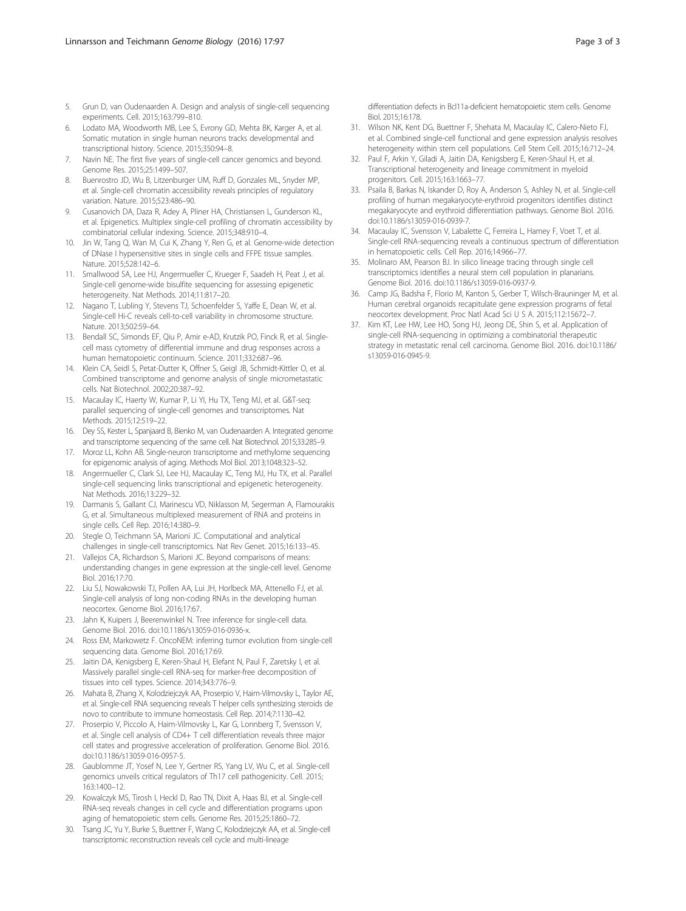5. Grun D, van Oudenaarden A. Design and analysis of single-cell sequencing experiments. Cell. 2015;163:799–810.
6. Lodato MA, Woodworth MB, Lee S, Evrony GD, Mehta BK, Karger A, et al. Somatic mutation in single human neurons tracks developmental and transcriptional history. Science. 2015;350:94–8.
7. Navin NE. The first five years of single-cell cancer genomics and beyond. Genome Res. 2015;25:1499–507.
8. Buenrostro JD, Wu B, Litzenburger UM, Ruff D, Gonzales ML, Snyder MP, et al. Single-cell chromatin accessibility reveals principles of regulatory variation. Nature. 2015;523:486–90.
9. Cusanovich DA, Daza R, Adey A, Pliner HA, Christiansen L, Gunderson KL, et al. Epigenetics. Multiplex single-cell profiling of chromatin accessibility by combinatorial cellular indexing. Science. 2015;348:910–4.
10. Jin W, Tang Q, Wan M, Cui K, Zhang Y, Ren G, et al. Genome-wide detection of DNase I hypersensitive sites in single cells and FFPE tissue samples. Nature. 2015;528:142–6.
11. Smallwood SA, Lee HJ, Angermueller C, Krueger F, Saadeh H, Peat J, et al. Single-cell genome-wide bisulfite sequencing for assessing epigenetic heterogeneity. Nat Methods. 2014;11:817–20.
12. Nagano T, Lubling Y, Stevens TJ, Schoenfelder S, Yaffe E, Dean W, et al. Single-cell Hi-C reveals cell-to-cell variability in chromosome structure. Nature. 2013;502:59–64.
13. Bendall SC, Simonds EF, Qiu P, Amir e-AD, Krutzik PO, Finck R, et al. Single-cell mass cytometry of differential immune and drug responses across a human hematopoietic continuum. Science. 2011;332:687–96.
14. Klein CA, Seidl S, Petat-Dutter K, Offner S, Geigl JB, Schmidt-Kittler O, et al. Combined transcriptome and genome analysis of single micrometastatic cells. Nat Biotechnol. 2002;20:387–92.
15. Macaulay IC, Haerty W, Kumar P, Li YI, Hu TX, Teng MJ, et al. G&T-seq: parallel sequencing of single-cell genomes and transcriptomes. Nat Methods. 2015;12:519–22.
16. Dey SS, Kester L, Spanjaard B, Bienko M, van Oudenaarden A. Integrated genome and transcriptome sequencing of the same cell. Nat Biotechnol. 2015;33:285–9.
17. Moroz LL, Kohn AB. Single-neuron transcriptome and methylome sequencing for epigenomic analysis of aging. Methods Mol Biol. 2013;1048:323–52.
18. Angermueller C, Clark SJ, Lee HJ, Macaulay IC, Teng MJ, Hu TX, et al. Parallel single-cell sequencing links transcriptional and epigenetic heterogeneity. Nat Methods. 2016;13:229–32.
19. Darmanis S, Gallant CJ, Marinescu VD, Niklasson M, Segerman A, Flamourakis G, et al. Simultaneous multiplexed measurement of RNA and proteins in single cells. Cell Rep. 2016;14:380–9.
20. Stegle O, Teichmann SA, Marioni JC. Computational and analytical challenges in single-cell transcriptomics. Nat Rev Genet. 2015;16:133–45.
21. Vallejos CA, Richardson S, Marioni JC. Beyond comparisons of means: understanding changes in gene expression at the single-cell level. Genome Biol. 2016;17:70.
22. Liu SJ, Nowakowski TJ, Pollen AA, Lui JH, Horlbeck MA, Attenello FJ, et al. Single-cell analysis of long non-coding RNAs in the developing human neocortex. Genome Biol. 2016;17:67.
23. Jahn K, Kuipers J, Beerenwinkel N. Tree inference for single-cell data. Genome Biol. 2016. doi:10.1186/s13059-016-0936-x.
24. Ross EM, Markowetz F. OncoNEM: inferring tumor evolution from single-cell sequencing data. Genome Biol. 2016;17:69.
25. Jaitin DA, Kenigsberg E, Keren-Shaul H, Elefant N, Paul F, Zaretsky I, et al. Massively parallel single-cell RNA-seq for marker-free decomposition of tissues into cell types. Science. 2014;343:776–9.
26. Mahata B, Zhang X, Kolodziejczyk AA, Proserpio V, Haim-Vilmovsky L, Taylor AE, et al. Single-cell RNA sequencing reveals T helper cells synthesizing steroids de novo to contribute to immune homeostasis. Cell Rep. 2014;7:1130–42.
27. Proserpio V, Piccolo A, Haim-Vilmovsky L, Kar G, Lonnberg T, Svensson V, et al. Single cell analysis of CD4+ T cell differentiation reveals three major cell states and progressive acceleration of proliferation. Genome Biol. 2016. doi:10.1186/s13059-016-0957-5.
28. Gaublomme JT, Yosef N, Lee Y, Gertner RS, Yang LV, Wu C, et al. Single-cell genomics unveils critical regulators of Th17 cell pathogenicity. Cell. 2015; 163:1400–12.
29. Kowalczyk MS, Tirosh I, Heckl D, Rao TN, Dixit A, Haas BJ, et al. Single-cell RNA-seq reveals changes in cell cycle and differentiation programs upon aging of hematopoietic stem cells. Genome Res. 2015;25:1860–72.
30. Tsang JC, Yu Y, Burke S, Buettner F, Wang C, Kolodziejczyk AA, et al. Single-cell transcriptomic reconstruction reveals cell cycle and multi-lineage differentiation defects in Bcl11a-deficient hematopoietic stem cells. Genome Biol. 2015;16:178.
31. Wilson NK, Kent DG, Buettner F, Shehata M, Macaulay IC, Calero-Nieto FJ, et al. Combined single-cell functional and gene expression analysis resolves heterogeneity within stem cell populations. Cell Stem Cell. 2015;16:712–24.
32. Paul F, Arkin Y, Giladi A, Jaitin DA, Kenigsberg E, Keren-Shaul H, et al. Transcriptional heterogeneity and lineage commitment in myeloid progenitors. Cell. 2015;163:1663–77.
33. Psaila B, Barkas N, Iskander D, Roy A, Anderson S, Ashley N, et al. Single-cell profiling of human megakaryocyte-erythroid progenitors identifies distinct megakaryocyte and erythroid differentiation pathways. Genome Biol. 2016. doi:10.1186/s13059-016-0939-7.
34. Macaulay IC, Svensson V, Labalette C, Ferreira L, Hamey F, Voet T, et al. Single-cell RNA-sequencing reveals a continuous spectrum of differentiation in hematopoietic cells. Cell Rep. 2016;14:966–77.
35. Molinaro AM, Pearson BJ. In silico lineage tracing through single cell transcriptomics identifies a neural stem cell population in planarians. Genome Biol. 2016. doi:10.1186/s13059-016-0937-9.
36. Camp JG, Badsha F, Florio M, Kanton S, Gerber T, Wilsch-Brauninger M, et al. Human cerebral organoids recapitulate gene expression programs of fetal neocortex development. Proc Natl Acad Sci U S A. 2015;112:15672–7.
37. Kim KT, Lee HW, Lee HO, Song HJ, Jeong DE, Shin S, et al. Application of single-cell RNA-sequencing in optimizing a combinatorial therapeutic strategy in metastatic renal cell carcinoma. Genome Biol. 2016. doi:10.1186/s13059-016-0945-9.